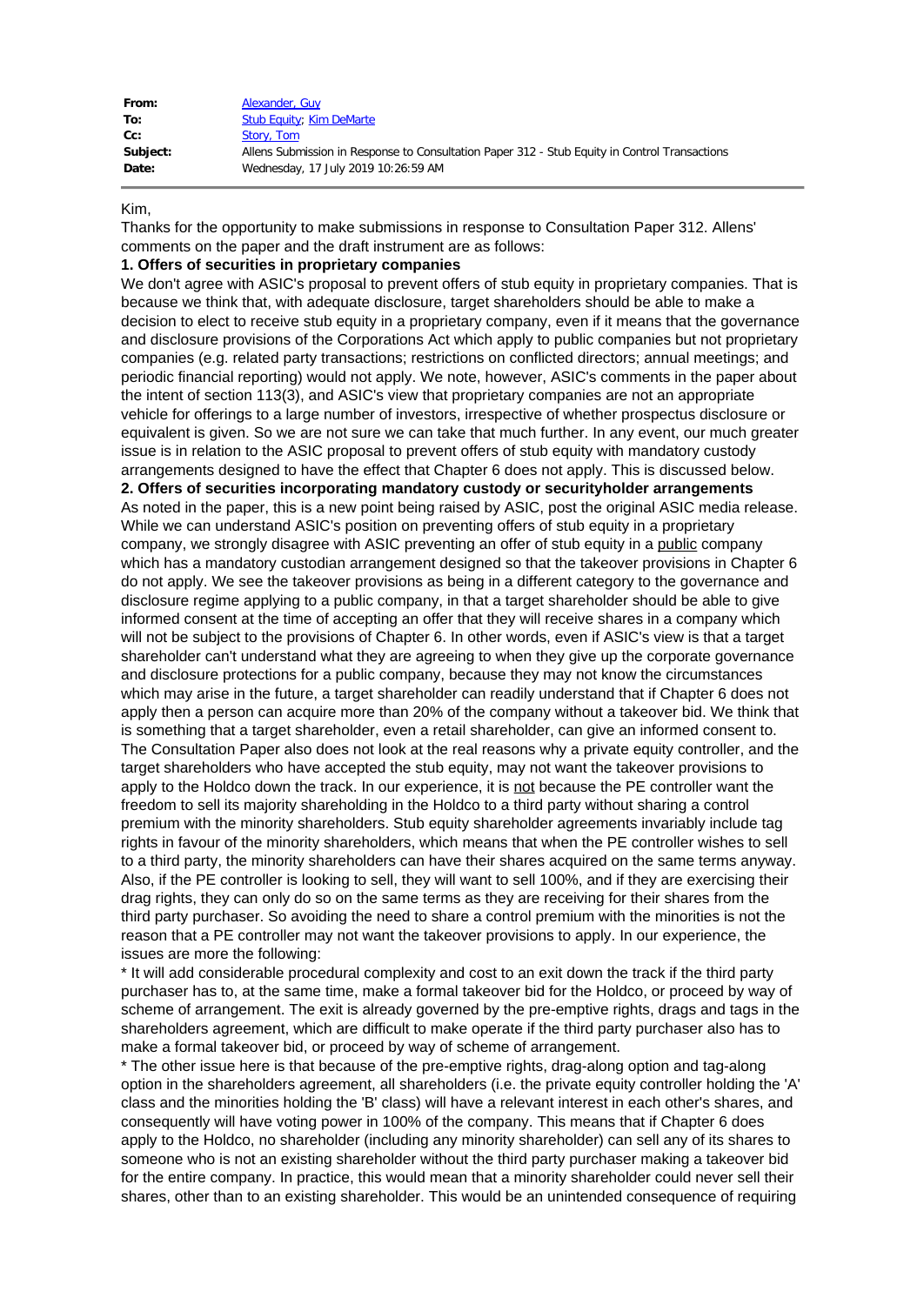| | |
|---|---|
| **From:** | Alexander, Guy |
| **To:** | Stub Equity; Kim DeMarte |
| **Cc:** | Story, Tom |
| **Subject:** | Allens Submission in Response to Consultation Paper 312 - Stub Equity in Control Transactions |
| **Date:** | Wednesday, 17 July 2019 10:26:59 AM |

Kim,

Thanks for the opportunity to make submissions in response to Consultation Paper 312. Allens' comments on the paper and the draft instrument are as follows:

**1. Offers of securities in proprietary companies**

We don't agree with ASIC's proposal to prevent offers of stub equity in proprietary companies. That is because we think that, with adequate disclosure, target shareholders should be able to make a decision to elect to receive stub equity in a proprietary company, even if it means that the governance and disclosure provisions of the Corporations Act which apply to public companies but not proprietary companies (e.g. related party transactions; restrictions on conflicted directors; annual meetings; and periodic financial reporting) would not apply. We note, however, ASIC's comments in the paper about the intent of section 113(3), and ASIC's view that proprietary companies are not an appropriate vehicle for offerings to a large number of investors, irrespective of whether prospectus disclosure or equivalent is given. So we are not sure we can take that much further. In any event, our much greater issue is in relation to the ASIC proposal to prevent offers of stub equity with mandatory custody arrangements designed to have the effect that Chapter 6 does not apply. This is discussed below.

**2. Offers of securities incorporating mandatory custody or securityholder arrangements**

As noted in the paper, this is a new point being raised by ASIC, post the original ASIC media release. While we can understand ASIC's position on preventing offers of stub equity in a proprietary company, we strongly disagree with ASIC preventing an offer of stub equity in a public company which has a mandatory custodian arrangement designed so that the takeover provisions in Chapter 6 do not apply. We see the takeover provisions as being in a different category to the governance and disclosure regime applying to a public company, in that a target shareholder should be able to give informed consent at the time of accepting an offer that they will receive shares in a company which will not be subject to the provisions of Chapter 6. In other words, even if ASIC's view is that a target shareholder can't understand what they are agreeing to when they give up the corporate governance and disclosure protections for a public company, because they may not know the circumstances which may arise in the future, a target shareholder can readily understand that if Chapter 6 does not apply then a person can acquire more than 20% of the company without a takeover bid. We think that is something that a target shareholder, even a retail shareholder, can give an informed consent to.

The Consultation Paper also does not look at the real reasons why a private equity controller, and the target shareholders who have accepted the stub equity, may not want the takeover provisions to apply to the Holdco down the track. In our experience, it is not because the PE controller want the freedom to sell its majority shareholding in the Holdco to a third party without sharing a control premium with the minority shareholders. Stub equity shareholder agreements invariably include tag rights in favour of the minority shareholders, which means that when the PE controller wishes to sell to a third party, the minority shareholders can have their shares acquired on the same terms anyway. Also, if the PE controller is looking to sell, they will want to sell 100%, and if they are exercising their drag rights, they can only do so on the same terms as they are receiving for their shares from the third party purchaser. So avoiding the need to share a control premium with the minorities is not the reason that a PE controller may not want the takeover provisions to apply. In our experience, the issues are more the following:

* It will add considerable procedural complexity and cost to an exit down the track if the third party purchaser has to, at the same time, make a formal takeover bid for the Holdco, or proceed by way of scheme of arrangement. The exit is already governed by the pre-emptive rights, drags and tags in the shareholders agreement, which are difficult to make operate if the third party purchaser also has to make a formal takeover bid, or proceed by way of scheme of arrangement.
* The other issue here is that because of the pre-emptive rights, drag-along option and tag-along option in the shareholders agreement, all shareholders (i.e. the private equity controller holding the 'A' class and the minorities holding the 'B' class) will have a relevant interest in each other's shares, and consequently will have voting power in 100% of the company. This means that if Chapter 6 does apply to the Holdco, no shareholder (including any minority shareholder) can sell any of its shares to someone who is not an existing shareholder without the third party purchaser making a takeover bid for the entire company. In practice, this would mean that a minority shareholder could never sell their shares, other than to an existing shareholder. This would be an unintended consequence of requiring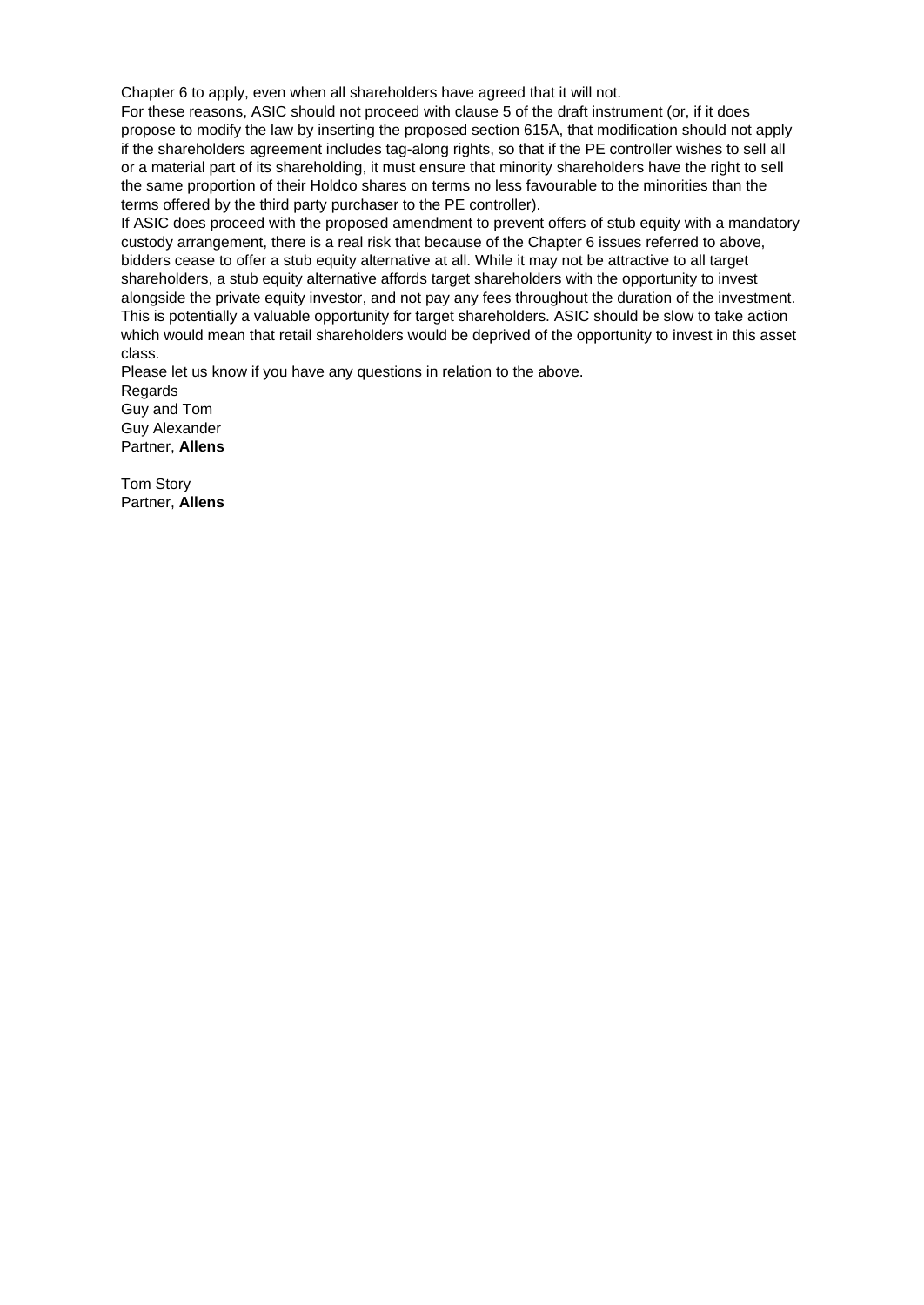Chapter 6 to apply, even when all shareholders have agreed that it will not.

For these reasons, ASIC should not proceed with clause 5 of the draft instrument (or, if it does propose to modify the law by inserting the proposed section 615A, that modification should not apply if the shareholders agreement includes tag-along rights, so that if the PE controller wishes to sell all or a material part of its shareholding, it must ensure that minority shareholders have the right to sell the same proportion of their Holdco shares on terms no less favourable to the minorities than the terms offered by the third party purchaser to the PE controller).

If ASIC does proceed with the proposed amendment to prevent offers of stub equity with a mandatory custody arrangement, there is a real risk that because of the Chapter 6 issues referred to above, bidders cease to offer a stub equity alternative at all. While it may not be attractive to all target shareholders, a stub equity alternative affords target shareholders with the opportunity to invest alongside the private equity investor, and not pay any fees throughout the duration of the investment. This is potentially a valuable opportunity for target shareholders. ASIC should be slow to take action which would mean that retail shareholders would be deprived of the opportunity to invest in this asset class.

Please let us know if you have any questions in relation to the above.

Regards

Guy and Tom

Guy Alexander
Partner, **Allens**

Tom Story
Partner, **Allens**